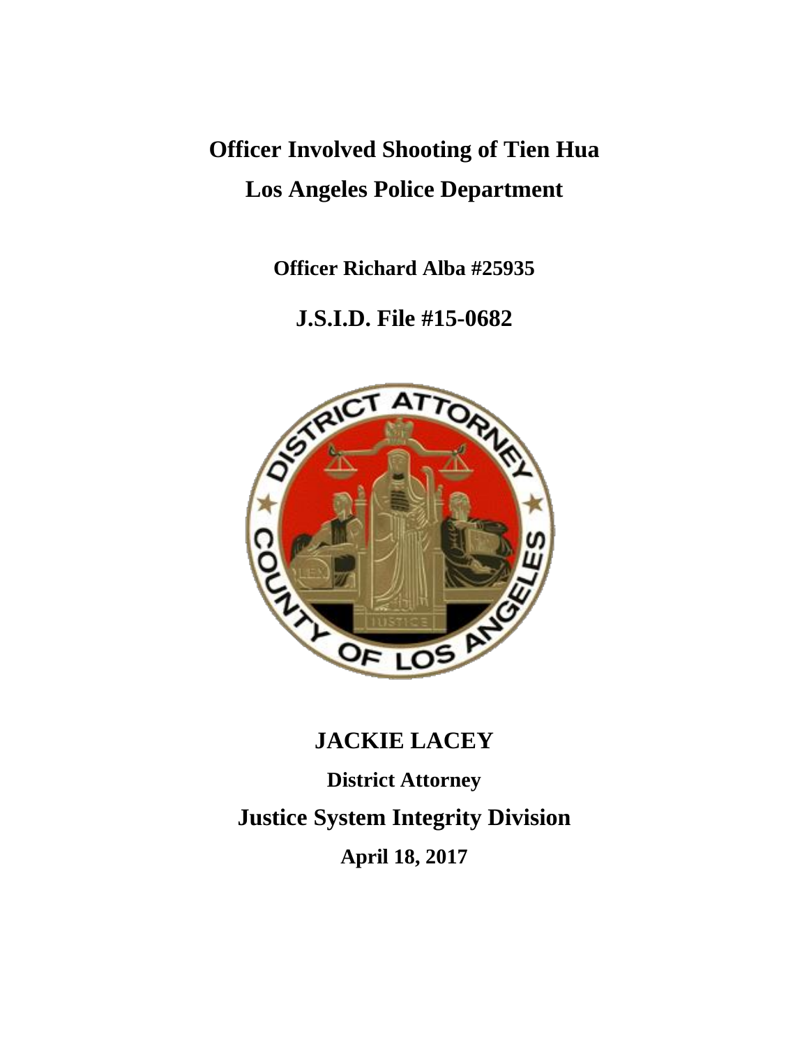# Officer Involved Shooting of Tien Hua

# Los Angeles Police Department

**Officer Richard Alba #25935**

**J.S.I.D. File #15-0682**

**JACKIE LACEY**

**District Attorney**

**Justice System Integrity Division**

**April 18, 2017**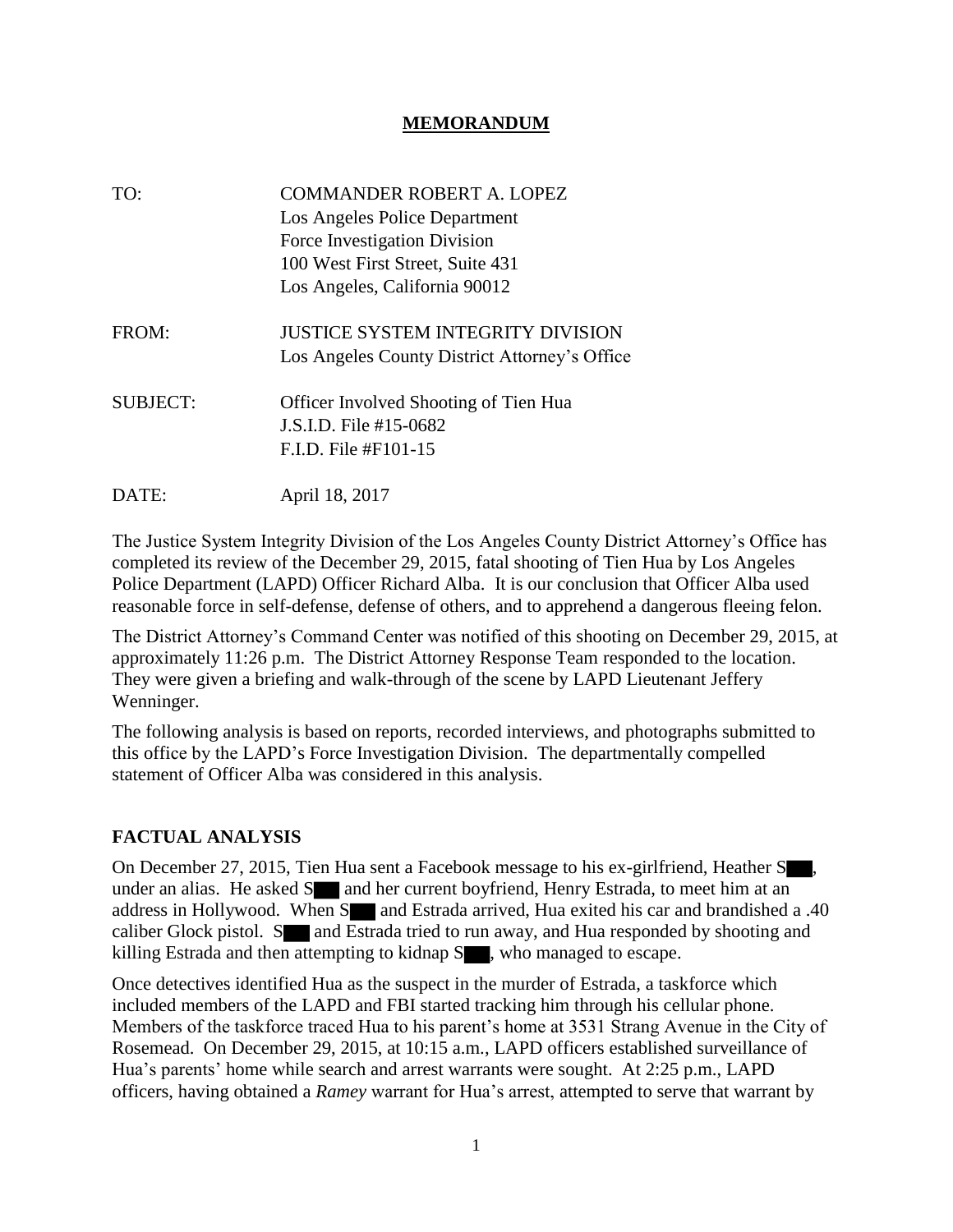# MEMORANDUM

TO: COMMANDER ROBERT A. LOPEZ
Los Angeles Police Department
Force Investigation Division
100 West First Street, Suite 431
Los Angeles, California 90012

FROM: JUSTICE SYSTEM INTEGRITY DIVISION
Los Angeles County District Attorney's Office

SUBJECT: Officer Involved Shooting of Tien Hua
J.S.I.D. File #15-0682
F.I.D. File #F101-15

DATE: April 18, 2017

The Justice System Integrity Division of the Los Angeles County District Attorney's Office has completed its review of the December 29, 2015, fatal shooting of Tien Hua by Los Angeles Police Department (LAPD) Officer Richard Alba. It is our conclusion that Officer Alba used reasonable force in self-defense, defense of others, and to apprehend a dangerous fleeing felon.

The District Attorney's Command Center was notified of this shooting on December 29, 2015, at approximately 11:26 p.m. The District Attorney Response Team responded to the location. They were given a briefing and walk-through of the scene by LAPD Lieutenant Jeffery Wenninger.

The following analysis is based on reports, recorded interviews, and photographs submitted to this office by the LAPD's Force Investigation Division. The departmentally compelled statement of Officer Alba was considered in this analysis.

## FACTUAL ANALYSIS

On December 27, 2015, Tien Hua sent a Facebook message to his ex-girlfriend, Heather S███, under an alias. He asked S███ and her current boyfriend, Henry Estrada, to meet him at an address in Hollywood. When S███ and Estrada arrived, Hua exited his car and brandished a .40 caliber Glock pistol. S███ and Estrada tried to run away, and Hua responded by shooting and killing Estrada and then attempting to kidnap S███, who managed to escape.

Once detectives identified Hua as the suspect in the murder of Estrada, a taskforce which included members of the LAPD and FBI started tracking him through his cellular phone. Members of the taskforce traced Hua to his parent's home at 3531 Strang Avenue in the City of Rosemead. On December 29, 2015, at 10:15 a.m., LAPD officers established surveillance of Hua's parents' home while search and arrest warrants were sought. At 2:25 p.m., LAPD officers, having obtained a *Ramey* warrant for Hua's arrest, attempted to serve that warrant by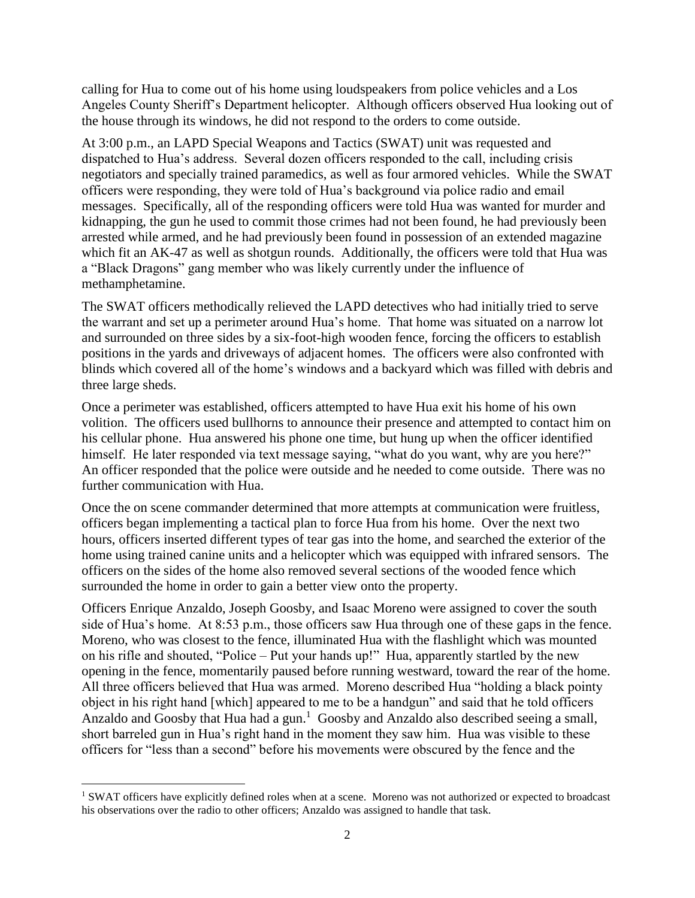calling for Hua to come out of his home using loudspeakers from police vehicles and a Los Angeles County Sheriff's Department helicopter. Although officers observed Hua looking out of the house through its windows, he did not respond to the orders to come outside.

At 3:00 p.m., an LAPD Special Weapons and Tactics (SWAT) unit was requested and dispatched to Hua's address. Several dozen officers responded to the call, including crisis negotiators and specially trained paramedics, as well as four armored vehicles. While the SWAT officers were responding, they were told of Hua's background via police radio and email messages. Specifically, all of the responding officers were told Hua was wanted for murder and kidnapping, the gun he used to commit those crimes had not been found, he had previously been arrested while armed, and he had previously been found in possession of an extended magazine which fit an AK-47 as well as shotgun rounds. Additionally, the officers were told that Hua was a "Black Dragons" gang member who was likely currently under the influence of methamphetamine.

The SWAT officers methodically relieved the LAPD detectives who had initially tried to serve the warrant and set up a perimeter around Hua's home. That home was situated on a narrow lot and surrounded on three sides by a six-foot-high wooden fence, forcing the officers to establish positions in the yards and driveways of adjacent homes. The officers were also confronted with blinds which covered all of the home's windows and a backyard which was filled with debris and three large sheds.

Once a perimeter was established, officers attempted to have Hua exit his home of his own volition. The officers used bullhorns to announce their presence and attempted to contact him on his cellular phone. Hua answered his phone one time, but hung up when the officer identified himself. He later responded via text message saying, "what do you want, why are you here?" An officer responded that the police were outside and he needed to come outside. There was no further communication with Hua.

Once the on scene commander determined that more attempts at communication were fruitless, officers began implementing a tactical plan to force Hua from his home. Over the next two hours, officers inserted different types of tear gas into the home, and searched the exterior of the home using trained canine units and a helicopter which was equipped with infrared sensors. The officers on the sides of the home also removed several sections of the wooded fence which surrounded the home in order to gain a better view onto the property.

Officers Enrique Anzaldo, Joseph Goosby, and Isaac Moreno were assigned to cover the south side of Hua's home. At 8:53 p.m., those officers saw Hua through one of these gaps in the fence. Moreno, who was closest to the fence, illuminated Hua with the flashlight which was mounted on his rifle and shouted, "Police – Put your hands up!" Hua, apparently startled by the new opening in the fence, momentarily paused before running westward, toward the rear of the home. All three officers believed that Hua was armed. Moreno described Hua "holding a black pointy object in his right hand [which] appeared to me to be a handgun" and said that he told officers Anzaldo and Goosby that Hua had a gun.[1] Goosby and Anzaldo also described seeing a small, short barreled gun in Hua's right hand in the moment they saw him. Hua was visible to these officers for "less than a second" before his movements were obscured by the fence and the

[1] SWAT officers have explicitly defined roles when at a scene. Moreno was not authorized or expected to broadcast his observations over the radio to other officers; Anzaldo was assigned to handle that task.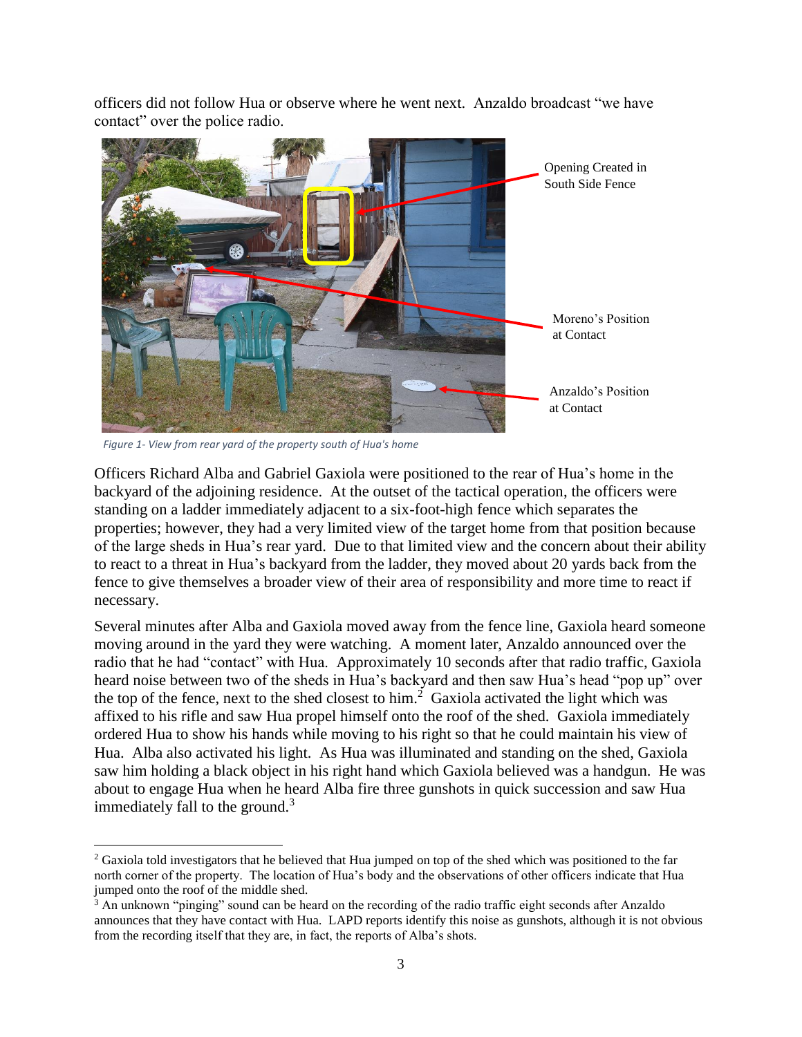officers did not follow Hua or observe where he went next. Anzaldo broadcast "we have contact" over the police radio.

Opening Created in South Side Fence

Moreno's Position at Contact

Anzaldo's Position at Contact

*Figure 1- View from rear yard of the property south of Hua's home*

Officers Richard Alba and Gabriel Gaxiola were positioned to the rear of Hua's home in the backyard of the adjoining residence. At the outset of the tactical operation, the officers were standing on a ladder immediately adjacent to a six-foot-high fence which separates the properties; however, they had a very limited view of the target home from that position because of the large sheds in Hua's rear yard. Due to that limited view and the concern about their ability to react to a threat in Hua's backyard from the ladder, they moved about 20 yards back from the fence to give themselves a broader view of their area of responsibility and more time to react if necessary.

Several minutes after Alba and Gaxiola moved away from the fence line, Gaxiola heard someone moving around in the yard they were watching. A moment later, Anzaldo announced over the radio that he had "contact" with Hua. Approximately 10 seconds after that radio traffic, Gaxiola heard noise between two of the sheds in Hua's backyard and then saw Hua's head "pop up" over the top of the fence, next to the shed closest to him.[2] Gaxiola activated the light which was affixed to his rifle and saw Hua propel himself onto the roof of the shed. Gaxiola immediately ordered Hua to show his hands while moving to his right so that he could maintain his view of Hua. Alba also activated his light. As Hua was illuminated and standing on the shed, Gaxiola saw him holding a black object in his right hand which Gaxiola believed was a handgun. He was about to engage Hua when he heard Alba fire three gunshots in quick succession and saw Hua immediately fall to the ground.[3]

---

[2] Gaxiola told investigators that he believed that Hua jumped on top of the shed which was positioned to the far north corner of the property. The location of Hua's body and the observations of other officers indicate that Hua jumped onto the roof of the middle shed.

[3] An unknown "pinging" sound can be heard on the recording of the radio traffic eight seconds after Anzaldo announces that they have contact with Hua. LAPD reports identify this noise as gunshots, although it is not obvious from the recording itself that they are, in fact, the reports of Alba's shots.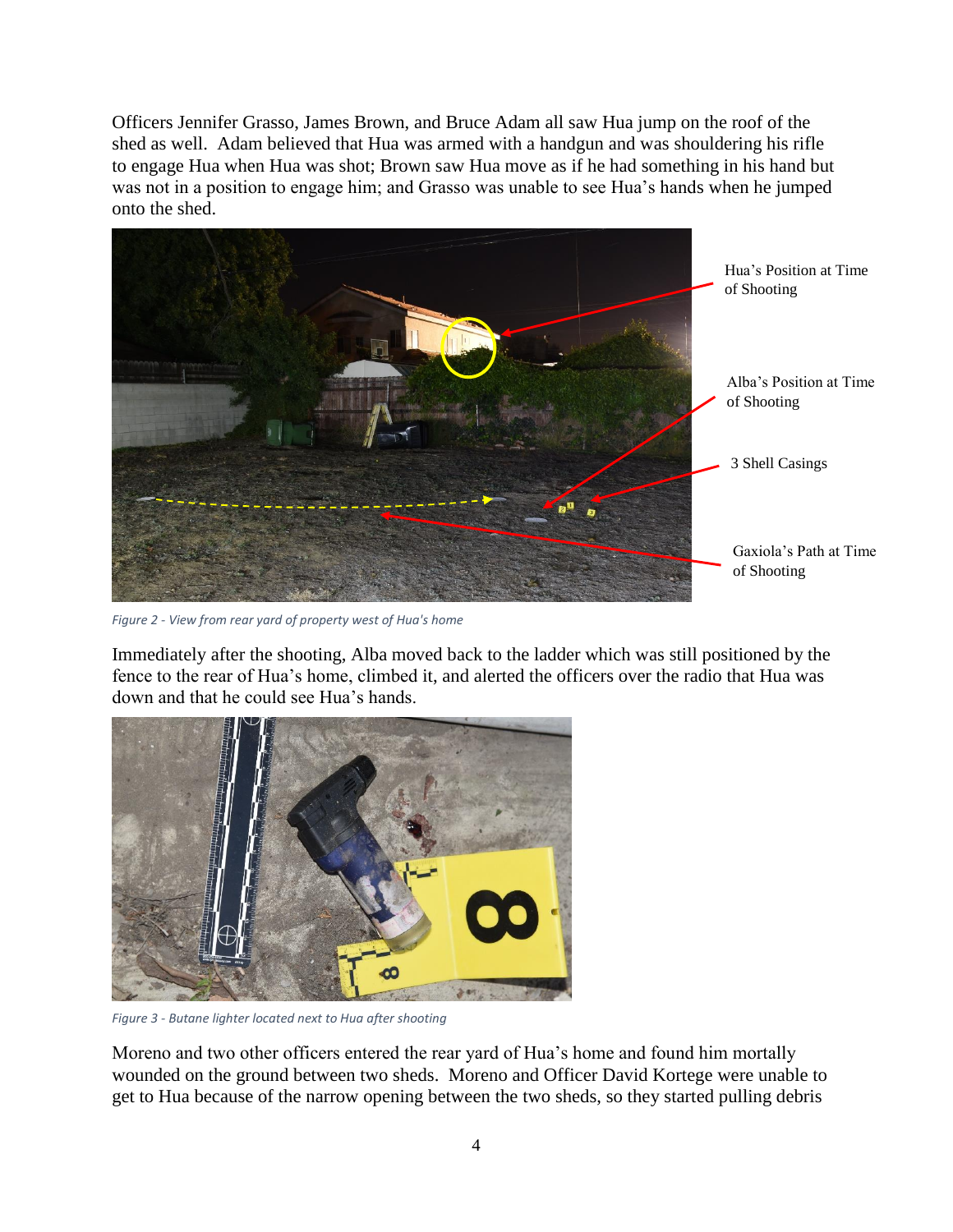Officers Jennifer Grasso, James Brown, and Bruce Adam all saw Hua jump on the roof of the shed as well. Adam believed that Hua was armed with a handgun and was shouldering his rifle to engage Hua when Hua was shot; Brown saw Hua move as if he had something in his hand but was not in a position to engage him; and Grasso was unable to see Hua's hands when he jumped onto the shed.

Hua's Position at Time of Shooting

Alba's Position at Time of Shooting

3 Shell Casings

Gaxiola's Path at Time of Shooting

*Figure 2 - View from rear yard of property west of Hua's home*

Immediately after the shooting, Alba moved back to the ladder which was still positioned by the fence to the rear of Hua's home, climbed it, and alerted the officers over the radio that Hua was down and that he could see Hua's hands.

*Figure 3 - Butane lighter located next to Hua after shooting*

Moreno and two other officers entered the rear yard of Hua's home and found him mortally wounded on the ground between two sheds. Moreno and Officer David Kortege were unable to get to Hua because of the narrow opening between the two sheds, so they started pulling debris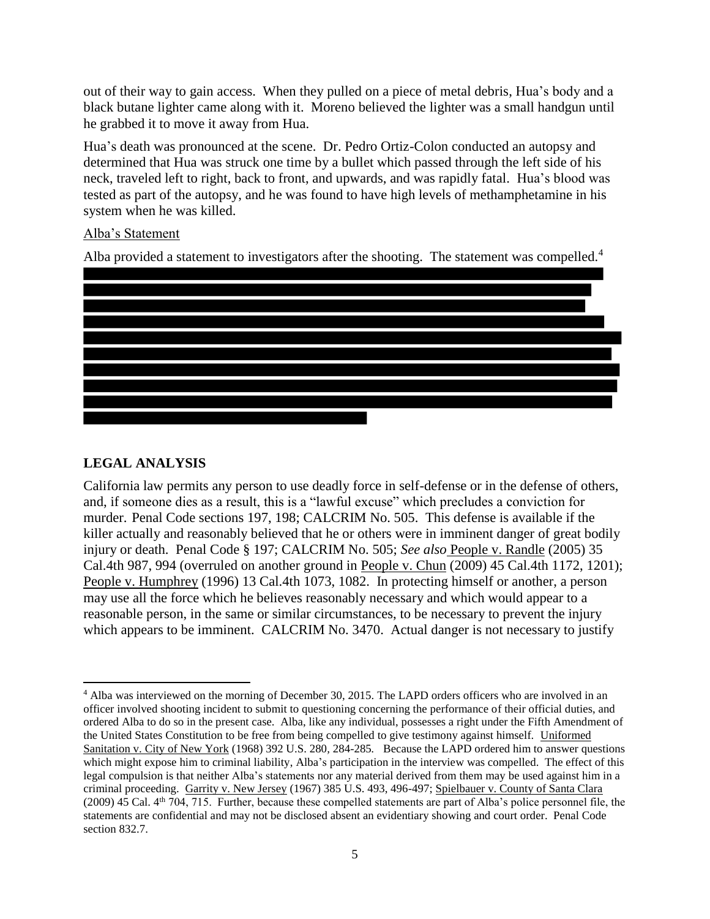out of their way to gain access. When they pulled on a piece of metal debris, Hua's body and a black butane lighter came along with it. Moreno believed the lighter was a small handgun until he grabbed it to move it away from Hua.

Hua's death was pronounced at the scene. Dr. Pedro Ortiz-Colon conducted an autopsy and determined that Hua was struck one time by a bullet which passed through the left side of his neck, traveled left to right, back to front, and upwards, and was rapidly fatal. Hua's blood was tested as part of the autopsy, and he was found to have high levels of methamphetamine in his system when he was killed.

Alba's Statement

Alba provided a statement to investigators after the shooting. The statement was compelled.[4]

## LEGAL ANALYSIS

California law permits any person to use deadly force in self-defense or in the defense of others, and, if someone dies as a result, this is a "lawful excuse" which precludes a conviction for murder. Penal Code sections 197, 198; CALCRIM No. 505. This defense is available if the killer actually and reasonably believed that he or others were in imminent danger of great bodily injury or death. Penal Code § 197; CALCRIM No. 505; *See also* People v. Randle (2005) 35 Cal.4th 987, 994 (overruled on another ground in People v. Chun (2009) 45 Cal.4th 1172, 1201); People v. Humphrey (1996) 13 Cal.4th 1073, 1082. In protecting himself or another, a person may use all the force which he believes reasonably necessary and which would appear to a reasonable person, in the same or similar circumstances, to be necessary to prevent the injury which appears to be imminent. CALCRIM No. 3470. Actual danger is not necessary to justify

[4] Alba was interviewed on the morning of December 30, 2015. The LAPD orders officers who are involved in an officer involved shooting incident to submit to questioning concerning the performance of their official duties, and ordered Alba to do so in the present case. Alba, like any individual, possesses a right under the Fifth Amendment of the United States Constitution to be free from being compelled to give testimony against himself. Uniformed Sanitation v. City of New York (1968) 392 U.S. 280, 284-285. Because the LAPD ordered him to answer questions which might expose him to criminal liability, Alba's participation in the interview was compelled. The effect of this legal compulsion is that neither Alba's statements nor any material derived from them may be used against him in a criminal proceeding. Garrity v. New Jersey (1967) 385 U.S. 493, 496-497; Spielbauer v. County of Santa Clara (2009) 45 Cal. 4th 704, 715. Further, because these compelled statements are part of Alba's police personnel file, the statements are confidential and may not be disclosed absent an evidentiary showing and court order. Penal Code section 832.7.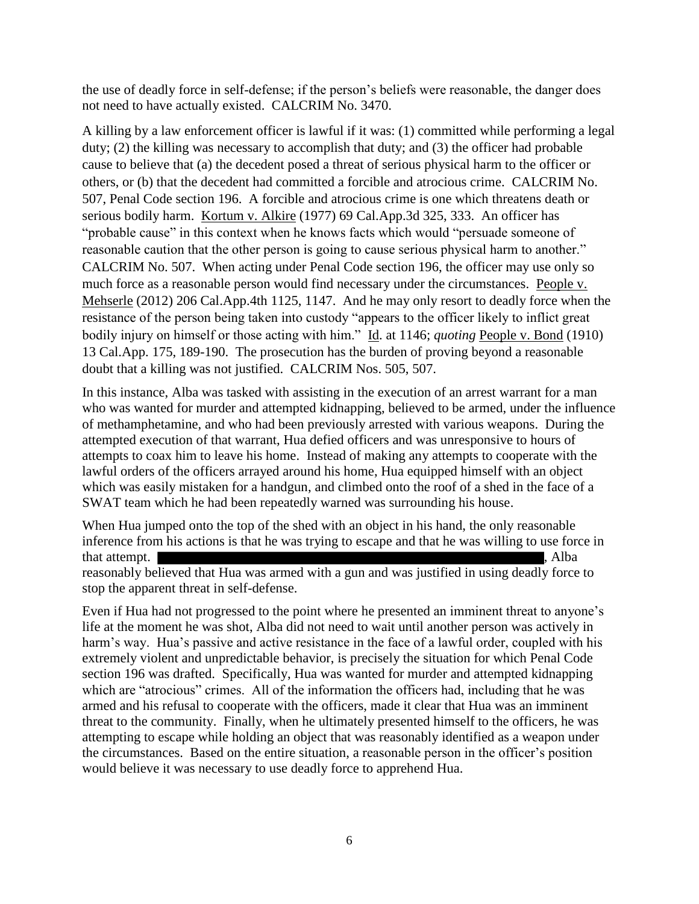the use of deadly force in self-defense; if the person's beliefs were reasonable, the danger does not need to have actually existed. CALCRIM No. 3470.

A killing by a law enforcement officer is lawful if it was: (1) committed while performing a legal duty; (2) the killing was necessary to accomplish that duty; and (3) the officer had probable cause to believe that (a) the decedent posed a threat of serious physical harm to the officer or others, or (b) that the decedent had committed a forcible and atrocious crime. CALCRIM No. 507, Penal Code section 196. A forcible and atrocious crime is one which threatens death or serious bodily harm. Kortum v. Alkire (1977) 69 Cal.App.3d 325, 333. An officer has "probable cause" in this context when he knows facts which would "persuade someone of reasonable caution that the other person is going to cause serious physical harm to another." CALCRIM No. 507. When acting under Penal Code section 196, the officer may use only so much force as a reasonable person would find necessary under the circumstances. People v. Mehserle (2012) 206 Cal.App.4th 1125, 1147. And he may only resort to deadly force when the resistance of the person being taken into custody "appears to the officer likely to inflict great bodily injury on himself or those acting with him." Id. at 1146; *quoting* People v. Bond (1910) 13 Cal.App. 175, 189-190. The prosecution has the burden of proving beyond a reasonable doubt that a killing was not justified. CALCRIM Nos. 505, 507.

In this instance, Alba was tasked with assisting in the execution of an arrest warrant for a man who was wanted for murder and attempted kidnapping, believed to be armed, under the influence of methamphetamine, and who had been previously arrested with various weapons. During the attempted execution of that warrant, Hua defied officers and was unresponsive to hours of attempts to coax him to leave his home. Instead of making any attempts to cooperate with the lawful orders of the officers arrayed around his home, Hua equipped himself with an object which was easily mistaken for a handgun, and climbed onto the roof of a shed in the face of a SWAT team which he had been repeatedly warned was surrounding his house.

When Hua jumped onto the top of the shed with an object in his hand, the only reasonable inference from his actions is that he was trying to escape and that he was willing to use force in that attempt. [REDACTED], Alba reasonably believed that Hua was armed with a gun and was justified in using deadly force to stop the apparent threat in self-defense.

Even if Hua had not progressed to the point where he presented an imminent threat to anyone's life at the moment he was shot, Alba did not need to wait until another person was actively in harm's way. Hua's passive and active resistance in the face of a lawful order, coupled with his extremely violent and unpredictable behavior, is precisely the situation for which Penal Code section 196 was drafted. Specifically, Hua was wanted for murder and attempted kidnapping which are "atrocious" crimes. All of the information the officers had, including that he was armed and his refusal to cooperate with the officers, made it clear that Hua was an imminent threat to the community. Finally, when he ultimately presented himself to the officers, he was attempting to escape while holding an object that was reasonably identified as a weapon under the circumstances. Based on the entire situation, a reasonable person in the officer's position would believe it was necessary to use deadly force to apprehend Hua.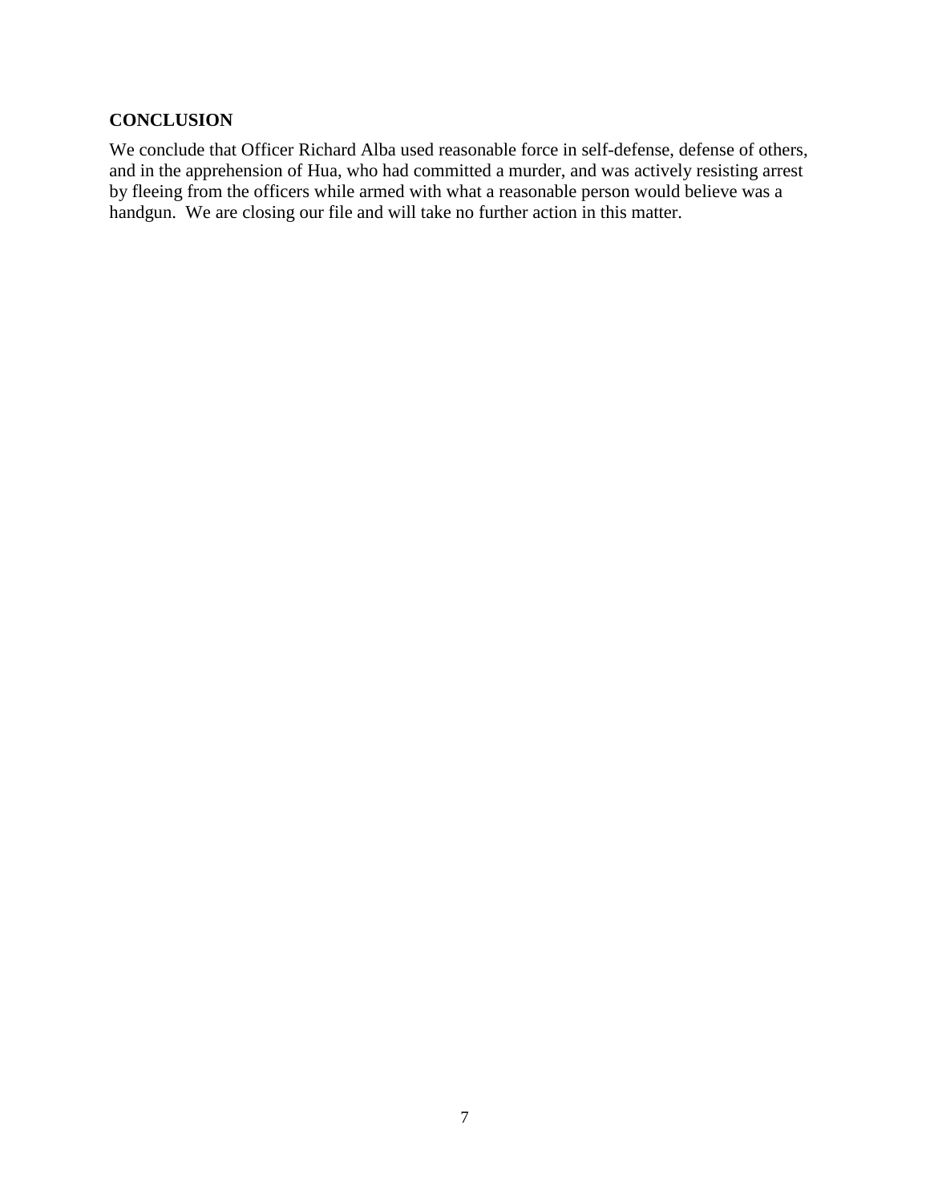## CONCLUSION

We conclude that Officer Richard Alba used reasonable force in self-defense, defense of others, and in the apprehension of Hua, who had committed a murder, and was actively resisting arrest by fleeing from the officers while armed with what a reasonable person would believe was a handgun. We are closing our file and will take no further action in this matter.